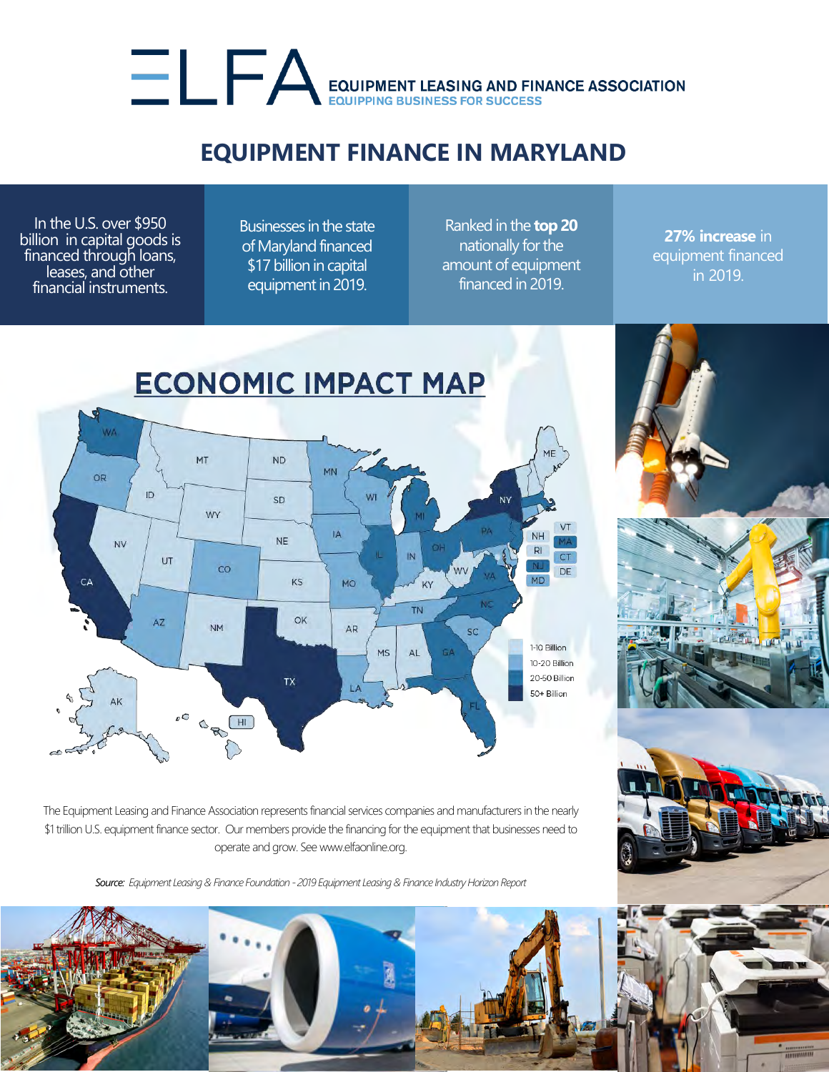# ELFA

**EQUIPMENT LEASING AND FINANCE ASSOCIATION**
EQUIPPING BUSINESS FOR SUCCESS

## EQUIPMENT FINANCE IN MARYLAND

In the U.S. over $950 billion in capital goods is financed through loans, leases, and other financial instruments.

Businesses in the state of Maryland financed $17 billion in capital equipment in 2019.

Ranked in the **top 20** nationally for the amount of equipment financed in 2019.

**27% increase** in equipment financed in 2019.

## ECONOMIC IMPACT MAP

- 1-10 Billion
- 10-20 Billion
- 20-50 Billion
- 50+ Billion

The Equipment Leasing and Finance Association represents financial services companies and manufacturers in the nearly $1 trillion U.S. equipment finance sector. Our members provide the financing for the equipment that businesses need to operate and grow. See www.elfaonline.org.

*Source: Equipment Leasing & Finance Foundation - 2019 Equipment Leasing & Finance Industry Horizon Report*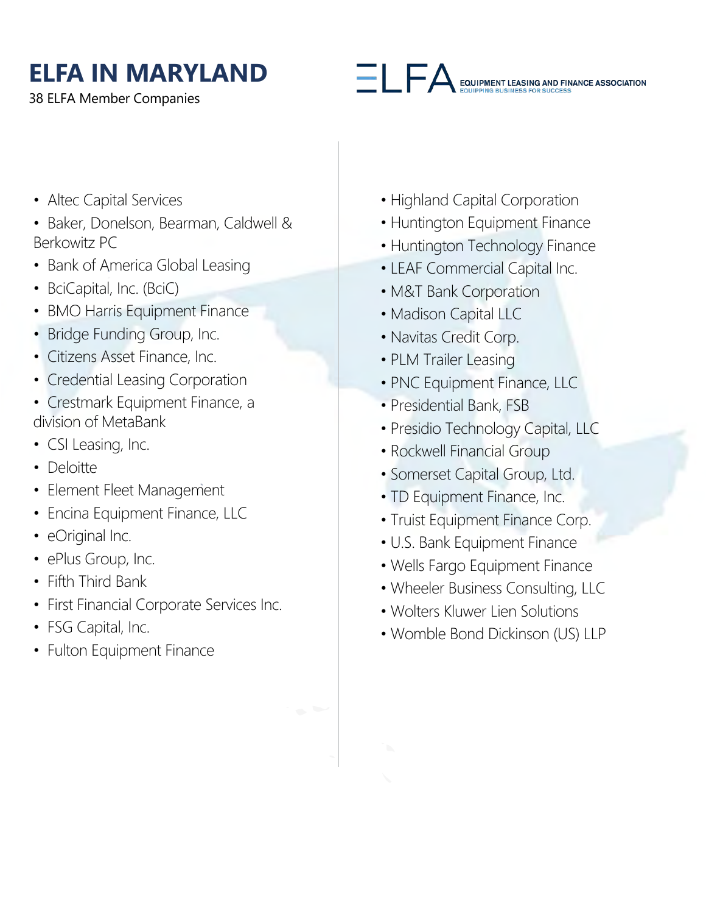# ELFA IN MARYLAND

38 ELFA Member Companies

EQUIPMENT LEASING AND FINANCE ASSOCIATION
EQUIPPING BUSINESS FOR SUCCESS

- Altec Capital Services
- Baker, Donelson, Bearman, Caldwell & Berkowitz PC
- Bank of America Global Leasing
- BciCapital, Inc. (BciC)
- BMO Harris Equipment Finance
- Bridge Funding Group, Inc.
- Citizens Asset Finance, Inc.
- Credential Leasing Corporation
- Crestmark Equipment Finance, a division of MetaBank
- CSI Leasing, Inc.
- Deloitte
- Element Fleet Management
- Encina Equipment Finance, LLC
- eOriginal Inc.
- ePlus Group, Inc.
- Fifth Third Bank
- First Financial Corporate Services Inc.
- FSG Capital, Inc.
- Fulton Equipment Finance
- Highland Capital Corporation
- Huntington Equipment Finance
- Huntington Technology Finance
- LEAF Commercial Capital Inc.
- M&T Bank Corporation
- Madison Capital LLC
- Navitas Credit Corp.
- PLM Trailer Leasing
- PNC Equipment Finance, LLC
- Presidential Bank, FSB
- Presidio Technology Capital, LLC
- Rockwell Financial Group
- Somerset Capital Group, Ltd.
- TD Equipment Finance, Inc.
- Truist Equipment Finance Corp.
- U.S. Bank Equipment Finance
- Wells Fargo Equipment Finance
- Wheeler Business Consulting, LLC
- Wolters Kluwer Lien Solutions
- Womble Bond Dickinson (US) LLP